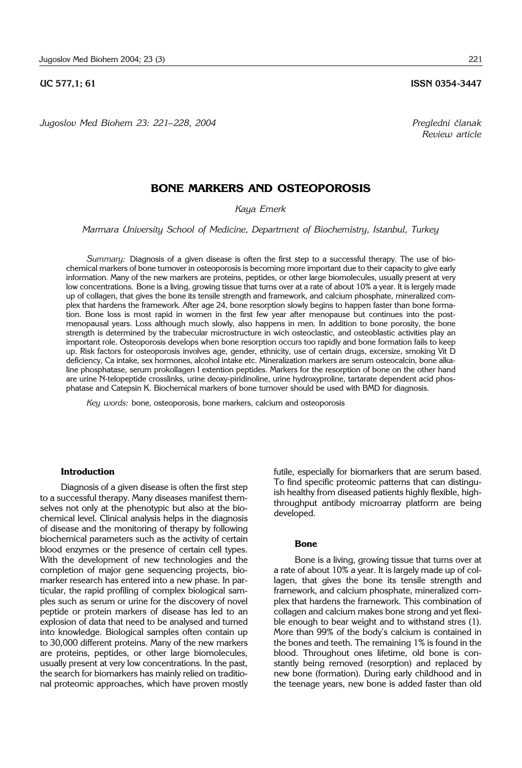UC 577,1; 61 **ISSN 0354-3447**

*Jugoslov Med Biohem 23: 221–228, 2004*

*Pregledni članak*
*Review article*

# BONE MARKERS AND OSTEOPOROSIS

*Kaya Emerk*

*Marmara University School of Medicine, Department of Biochemistry, Istanbul, Turkey*

*Summary:* Diagnosis of a given disease is often the first step to a successful therapy. The use of biochemical markers of bone turnover in osteoporosis is becoming more important due to their capacity to give early information. Many of the new markers are proteins, peptides, or other large biomolecules, usually present at very low concentrations. Bone is a living, growing tissue that turns over at a rate of about 10% a year. It is lergely made up of collagen, that gives the bone its tensile strength and framework, and calcium phosphate, mineralized complex that hardens the framework. After age 24, bone resorption slowly begins to happen faster than bone formation. Bone loss is most rapid in women in the first few year after menopause but continues into the postmenopausal years. Loss although much slowly, also happens in men. In addition to bone porosity, the bone strength is determined by the trabecular microstructure in wich osteoclastic, and osteoblastic activities play an important role. Osteoporosis develops when bone resorption occurs too rapidly and bone formation fails to keep up. Risk factors for osteoporosis involves age, gender, ethnicity, use of certain drugs, excersize, smoking Vit D deficiency, Ca intake, sex hormones, alcohol intake etc. Mineralization markers are serum osteocalcin, bone alkaline phosphatase, serum prokollagen I extention peptides. Markers for the resorption of bone on the other hand are urine N-telopeptide crosslinks, urine deoxy-piridinoline, urine hydroxyproline, tartarate dependent acid phosphatase and Catepsin K. Biochemical markers of bone turnover should be used with BMD for diagnosis.

*Key words:* bone, osteoporosis, bone markers, calcium and osteoporosis

### Introduction

Diagnosis of a given disease is often the first step to a successful therapy. Many diseases manifest themselves not only at the phenotypic but also at the biochemical level. Clinical analysis helps in the diagnosis of disease and the monitoring of therapy by following biochemical parameters such as the activity of certain blood enzymes or the presence of certain cell types. With the development of new technologies and the completion of major gene sequencing projects, biomarker research has entered into a new phase. In particular, the rapid profiling of complex biological samples such as serum or urine for the discovery of novel peptide or protein markers of disease has led to an explosion of data that need to be analysed and turned into knowledge. Biological samples often contain up to 30,000 different proteins. Many of the new markers are proteins, peptides, or other large biomolecules, usually present at very low concentrations. In the past, the search for biomarkers has mainly relied on traditional proteomic approaches, which have proven mostly futile, especially for biomarkers that are serum based. To find specific proteomic patterns that can distinguish healthy from diseased patients highly flexible, high-throughput antibody microarray platform are being developed.

### Bone

Bone is a living, growing tissue that turns over at a rate of about 10% a year. It is largely made up of collagen, that gives the bone its tensile strength and framework, and calcium phosphate, mineralized complex that hardens the framework. This combination of collagen and calcium makes bone strong and yet flexible enough to bear weight and to withstand stres (1). More than 99% of the body's calcium is contained in the bones and teeth. The remaining 1% is found in the blood. Throughout ones lifetime, old bone is constantly being removed (resorption) and replaced by new bone (formation). During early childhood and in the teenage years, new bone is added faster than old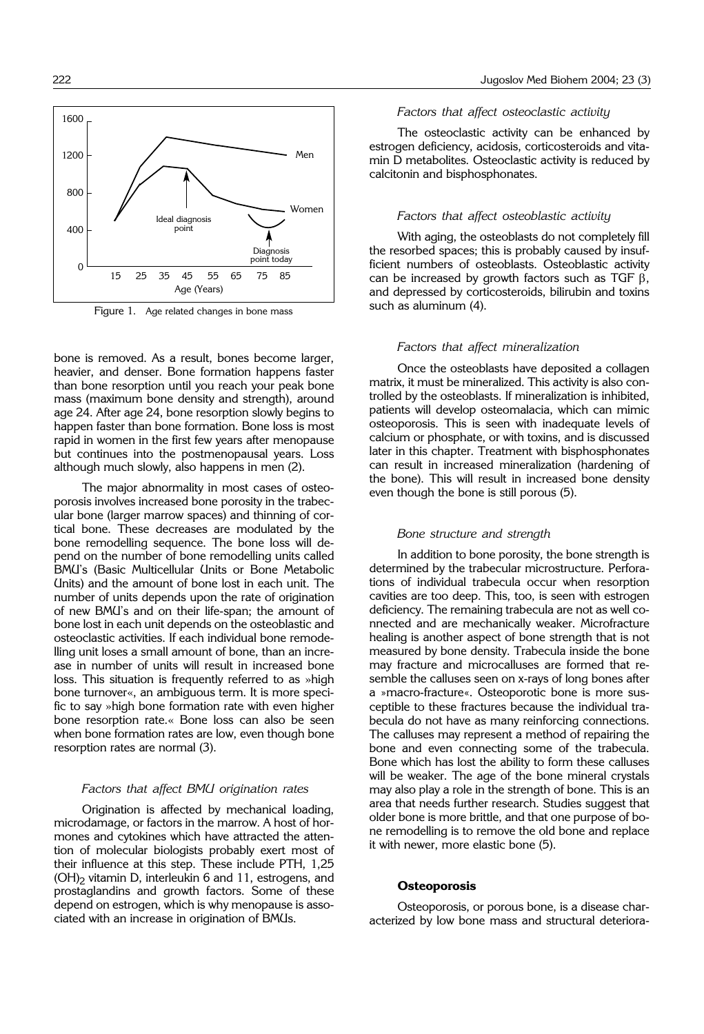Figure 1. Age related changes in bone mass

bone is removed. As a result, bones become larger, heavier, and denser. Bone formation happens faster than bone resorption until you reach your peak bone mass (maximum bone density and strength), around age 24. After age 24, bone resorption slowly begins to happen faster than bone formation. Bone loss is most rapid in women in the first few years after menopause but continues into the postmenopausal years. Loss although much slowly, also happens in men (2).

The major abnormality in most cases of osteoporosis involves increased bone porosity in the trabecular bone (larger marrow spaces) and thinning of cortical bone. These decreases are modulated by the bone remodelling sequence. The bone loss will depend on the number of bone remodelling units called BMU's (Basic Multicellular Units or Bone Metabolic Units) and the amount of bone lost in each unit. The number of units depends upon the rate of origination of new BMU's and on their life-span; the amount of bone lost in each unit depends on the osteoblastic and osteoclastic activities. If each individual bone remodelling unit loses a small amount of bone, than an increase in number of units will result in increased bone loss. This situation is frequently referred to as »high bone turnover«, an ambiguous term. It is more specific to say »high bone formation rate with even higher bone resorption rate.« Bone loss can also be seen when bone formation rates are low, even though bone resorption rates are normal (3).

### *Factors that affect BMU origination rates*

Origination is affected by mechanical loading, microdamage, or factors in the marrow. A host of hormones and cytokines which have attracted the attention of molecular biologists probably exert most of their influence at this step. These include PTH, 1,25 $(OH)_2$ vitamin D, interleukin 6 and 11, estrogens, and prostaglandins and growth factors. Some of these depend on estrogen, which is why menopause is associated with an increase in origination of BMUs.

### *Factors that affect osteoclastic activity*

The osteoclastic activity can be enhanced by estrogen deficiency, acidosis, corticosteroids and vitamin D metabolites. Osteoclastic activity is reduced by calcitonin and bisphosphonates.

### *Factors that affect osteoblastic activity*

With aging, the osteoblasts do not completely fill the resorbed spaces; this is probably caused by insufficient numbers of osteoblasts. Osteoblastic activity can be increased by growth factors such as TGF $\beta$, and depressed by corticosteroids, bilirubin and toxins such as aluminum (4).

### *Factors that affect mineralization*

Once the osteoblasts have deposited a collagen matrix, it must be mineralized. This activity is also controlled by the osteoblasts. If mineralization is inhibited, patients will develop osteomalacia, which can mimic osteoporosis. This is seen with inadequate levels of calcium or phosphate, or with toxins, and is discussed later in this chapter. Treatment with bisphosphonates can result in increased mineralization (hardening of the bone). This will result in increased bone density even though the bone is still porous (5).

### *Bone structure and strength*

In addition to bone porosity, the bone strength is determined by the trabecular microstructure. Perforations of individual trabecula occur when resorption cavities are too deep. This, too, is seen with estrogen deficiency. The remaining trabecula are not as well connected and are mechanically weaker. Microfracture healing is another aspect of bone strength that is not measured by bone density. Trabecula inside the bone may fracture and microcalluses are formed that resemble the calluses seen on x-rays of long bones after a »macro-fracture«. Osteoporotic bone is more susceptible to these fractures because the individual trabecula do not have as many reinforcing connections. The calluses may represent a method of repairing the bone and even connecting some of the trabecula. Bone which has lost the ability to form these calluses will be weaker. The age of the bone mineral crystals may also play a role in the strength of bone. This is an area that needs further research. Studies suggest that older bone is more brittle, and that one purpose of bone remodelling is to remove the old bone and replace it with newer, more elastic bone (5).

## **Osteoporosis**

Osteoporosis, or porous bone, is a disease characterized by low bone mass and structural deteriora-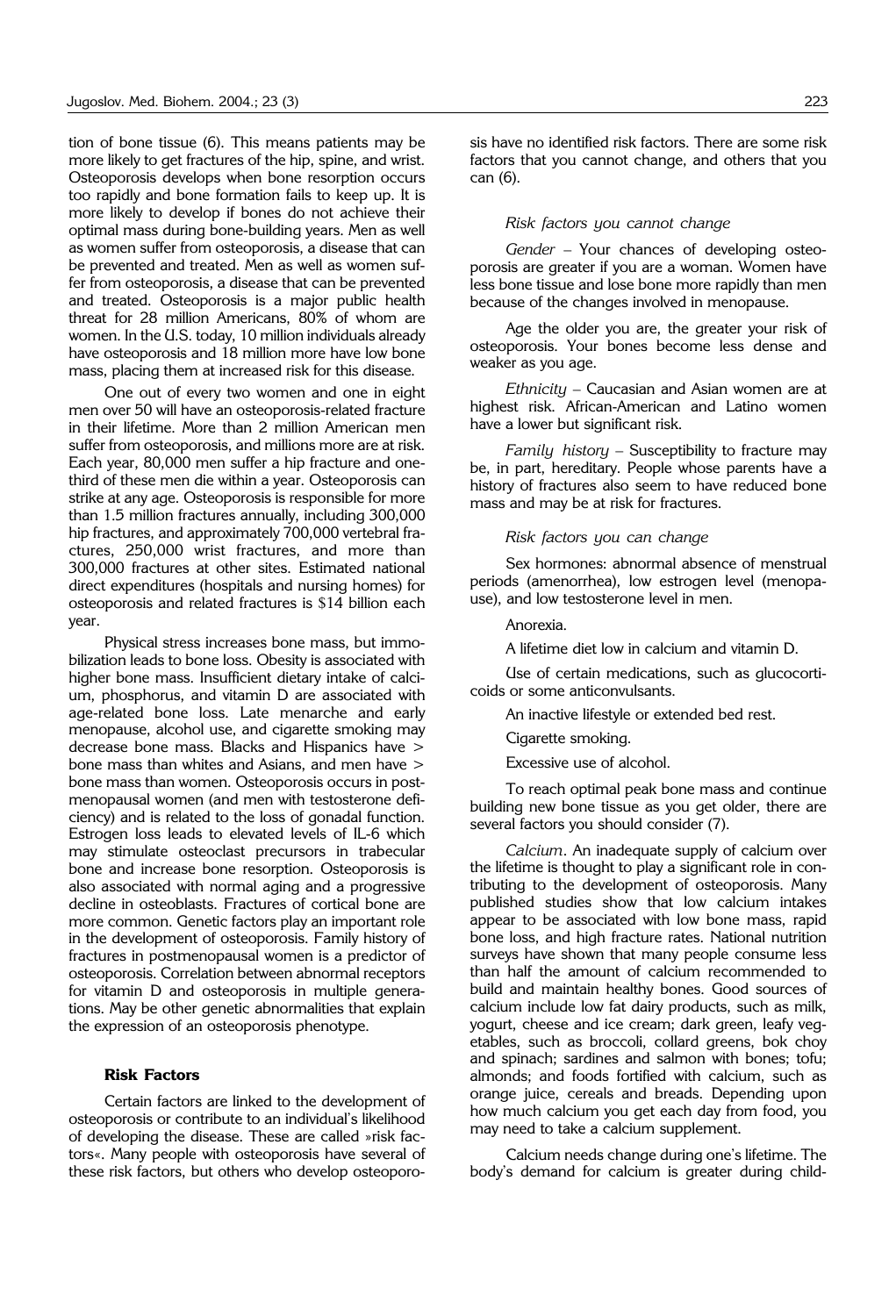tion of bone tissue (6). This means patients may be more likely to get fractures of the hip, spine, and wrist. Osteoporosis develops when bone resorption occurs too rapidly and bone formation fails to keep up. It is more likely to develop if bones do not achieve their optimal mass during bone-building years. Men as well as women suffer from osteoporosis, a disease that can be prevented and treated. Men as well as women suffer from osteoporosis, a disease that can be prevented and treated. Osteoporosis is a major public health threat for 28 million Americans, 80% of whom are women. In the U.S. today, 10 million individuals already have osteoporosis and 18 million more have low bone mass, placing them at increased risk for this disease.

One out of every two women and one in eight men over 50 will have an osteoporosis-related fracture in their lifetime. More than 2 million American men suffer from osteoporosis, and millions more are at risk. Each year, 80,000 men suffer a hip fracture and one-third of these men die within a year. Osteoporosis can strike at any age. Osteoporosis is responsible for more than 1.5 million fractures annually, including 300,000 hip fractures, and approximately 700,000 vertebral fractures, 250,000 wrist fractures, and more than 300,000 fractures at other sites. Estimated national direct expenditures (hospitals and nursing homes) for osteoporosis and related fractures is $14 billion each year.

Physical stress increases bone mass, but immobilization leads to bone loss. Obesity is associated with higher bone mass. Insufficient dietary intake of calcium, phosphorus, and vitamin D are associated with age-related bone loss. Late menarche and early menopause, alcohol use, and cigarette smoking may decrease bone mass. Blacks and Hispanics have > bone mass than whites and Asians, and men have > bone mass than women. Osteoporosis occurs in postmenopausal women (and men with testosterone deficiency) and is related to the loss of gonadal function. Estrogen loss leads to elevated levels of IL-6 which may stimulate osteoclast precursors in trabecular bone and increase bone resorption. Osteoporosis is also associated with normal aging and a progressive decline in osteoblasts. Fractures of cortical bone are more common. Genetic factors play an important role in the development of osteoporosis. Family history of fractures in postmenopausal women is a predictor of osteoporosis. Correlation between abnormal receptors for vitamin D and osteoporosis in multiple generations. May be other genetic abnormalities that explain the expression of an osteoporosis phenotype.

### Risk Factors

Certain factors are linked to the development of osteoporosis or contribute to an individual's likelihood of developing the disease. These are called »risk factors«. Many people with osteoporosis have several of these risk factors, but others who develop osteoporosis have no identified risk factors. There are some risk factors that you cannot change, and others that you can (6).

*Risk factors you cannot change*

*Gender* – Your chances of developing osteoporosis are greater if you are a woman. Women have less bone tissue and lose bone more rapidly than men because of the changes involved in menopause.

Age the older you are, the greater your risk of osteoporosis. Your bones become less dense and weaker as you age.

*Ethnicity* – Caucasian and Asian women are at highest risk. African-American and Latino women have a lower but significant risk.

*Family history* – Susceptibility to fracture may be, in part, hereditary. People whose parents have a history of fractures also seem to have reduced bone mass and may be at risk for fractures.

*Risk factors you can change*

Sex hormones: abnormal absence of menstrual periods (amenorrhea), low estrogen level (menopause), and low testosterone level in men.

Anorexia.

A lifetime diet low in calcium and vitamin D.

Use of certain medications, such as glucocorticoids or some anticonvulsants.

An inactive lifestyle or extended bed rest.

Cigarette smoking.

Excessive use of alcohol.

To reach optimal peak bone mass and continue building new bone tissue as you get older, there are several factors you should consider (7).

*Calcium*. An inadequate supply of calcium over the lifetime is thought to play a significant role in contributing to the development of osteoporosis. Many published studies show that low calcium intakes appear to be associated with low bone mass, rapid bone loss, and high fracture rates. National nutrition surveys have shown that many people consume less than half the amount of calcium recommended to build and maintain healthy bones. Good sources of calcium include low fat dairy products, such as milk, yogurt, cheese and ice cream; dark green, leafy vegetables, such as broccoli, collard greens, bok choy and spinach; sardines and salmon with bones; tofu; almonds; and foods fortified with calcium, such as orange juice, cereals and breads. Depending upon how much calcium you get each day from food, you may need to take a calcium supplement.

Calcium needs change during one's lifetime. The body's demand for calcium is greater during child-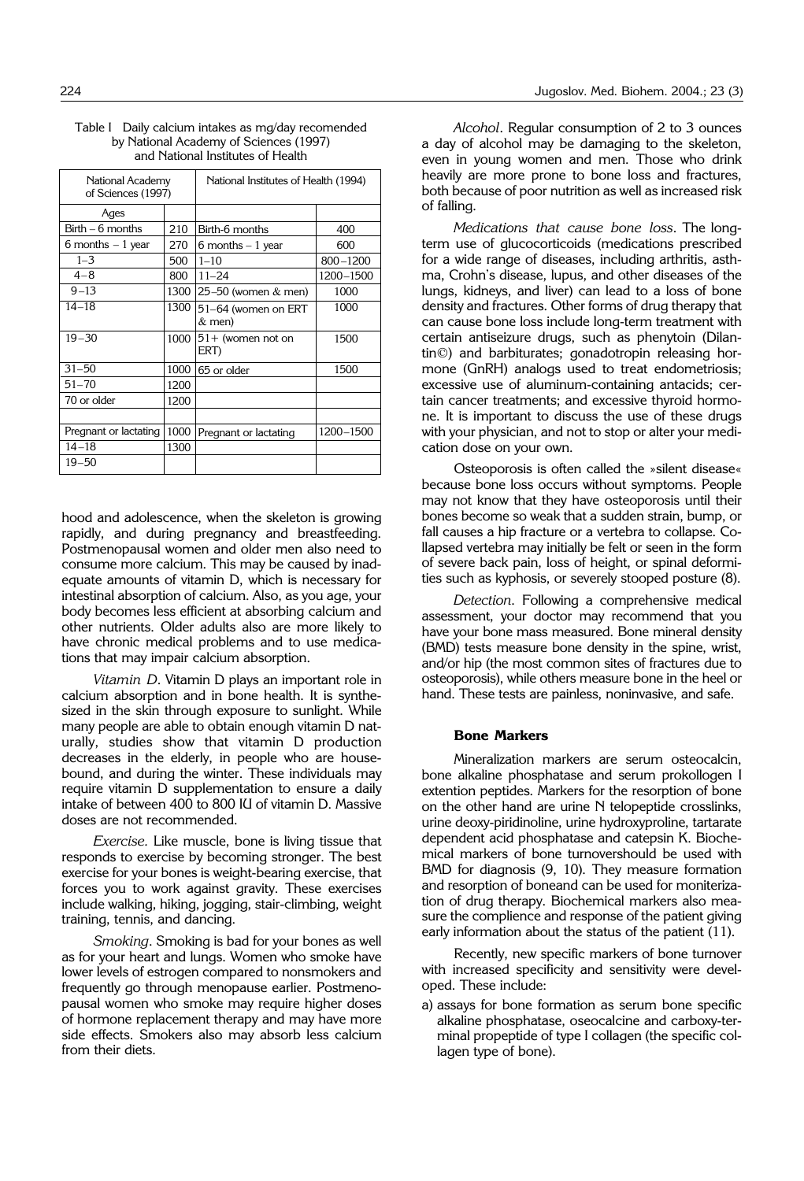Table I Daily calcium intakes as mg/day recomended by National Academy of Sciences (1997) and National Institutes of Health

| National Academy of Sciences (1997) | | National Institutes of Health (1994) | |
|---|---|---|---|
| Ages | | | |
| Birth – 6 months | 210 | Birth-6 months | 400 |
| 6 months – 1 year | 270 | 6 months – 1 year | 600 |
| 1–3 | 500 | 1–10 | 800–1200 |
| 4–8 | 800 | 11–24 | 1200–1500 |
| 9–13 | 1300 | 25–50 (women & men) | 1000 |
| 14–18 | 1300 | 51–64 (women on ERT & men) | 1000 |
| 19–30 | 1000 | 51+ (women not on ERT) | 1500 |
| 31–50 | 1000 | 65 or older | 1500 |
| 51–70 | 1200 | | |
| 70 or older | 1200 | | |
| | | | |
| Pregnant or lactating | 1000 | Pregnant or lactating | 1200–1500 |
| 14–18 | 1300 | | |
| 19–50 | | | |

hood and adolescence, when the skeleton is growing rapidly, and during pregnancy and breastfeeding. Postmenopausal women and older men also need to consume more calcium. This may be caused by inadequate amounts of vitamin D, which is necessary for intestinal absorption of calcium. Also, as you age, your body becomes less efficient at absorbing calcium and other nutrients. Older adults also are more likely to have chronic medical problems and to use medications that may impair calcium absorption.

*Vitamin D*. Vitamin D plays an important role in calcium absorption and in bone health. It is synthesized in the skin through exposure to sunlight. While many people are able to obtain enough vitamin D naturally, studies show that vitamin D production decreases in the elderly, in people who are housebound, and during the winter. These individuals may require vitamin D supplementation to ensure a daily intake of between 400 to 800 IU of vitamin D. Massive doses are not recommended.

*Exercise.* Like muscle, bone is living tissue that responds to exercise by becoming stronger. The best exercise for your bones is weight-bearing exercise, that forces you to work against gravity. These exercises include walking, hiking, jogging, stair-climbing, weight training, tennis, and dancing.

*Smoking*. Smoking is bad for your bones as well as for your heart and lungs. Women who smoke have lower levels of estrogen compared to nonsmokers and frequently go through menopause earlier. Postmenopausal women who smoke may require higher doses of hormone replacement therapy and may have more side effects. Smokers also may absorb less calcium from their diets.

*Alcohol*. Regular consumption of 2 to 3 ounces a day of alcohol may be damaging to the skeleton, even in young women and men. Those who drink heavily are more prone to bone loss and fractures, both because of poor nutrition as well as increased risk of falling.

*Medications that cause bone loss*. The long-term use of glucocorticoids (medications prescribed for a wide range of diseases, including arthritis, asthma, Crohn's disease, lupus, and other diseases of the lungs, kidneys, and liver) can lead to a loss of bone density and fractures. Other forms of drug therapy that can cause bone loss include long-term treatment with certain antiseizure drugs, such as phenytoin (Dilantin©) and barbiturates; gonadotropin releasing hormone (GnRH) analogs used to treat endometriosis; excessive use of aluminum-containing antacids; certain cancer treatments; and excessive thyroid hormone. It is important to discuss the use of these drugs with your physician, and not to stop or alter your medication dose on your own.

Osteoporosis is often called the »silent disease« because bone loss occurs without symptoms. People may not know that they have osteoporosis until their bones become so weak that a sudden strain, bump, or fall causes a hip fracture or a vertebra to collapse. Collapsed vertebra may initially be felt or seen in the form of severe back pain, loss of height, or spinal deformities such as kyphosis, or severely stooped posture (8).

*Detection*. Following a comprehensive medical assessment, your doctor may recommend that you have your bone mass measured. Bone mineral density (BMD) tests measure bone density in the spine, wrist, and/or hip (the most common sites of fractures due to osteoporosis), while others measure bone in the heel or hand. These tests are painless, noninvasive, and safe.

### Bone Markers

Mineralization markers are serum osteocalcin, bone alkaline phosphatase and serum prokollogen I extention peptides. Markers for the resorption of bone on the other hand are urine N telopeptide crosslinks, urine deoxy-piridinoline, urine hydroxyproline, tartarate dependent acid phosphatase and catepsin K. Biochemical markers of bone turnovershould be used with BMD for diagnosis (9, 10). They measure formation and resorption of boneand can be used for moniterization of drug therapy. Biochemical markers also measure the complience and response of the patient giving early information about the status of the patient (11).

Recently, new specific markers of bone turnover with increased specificity and sensitivity were developed. These include:

a) assays for bone formation as serum bone specific alkaline phosphatase, oseocalcine and carboxy-terminal propeptide of type I collagen (the specific collagen type of bone).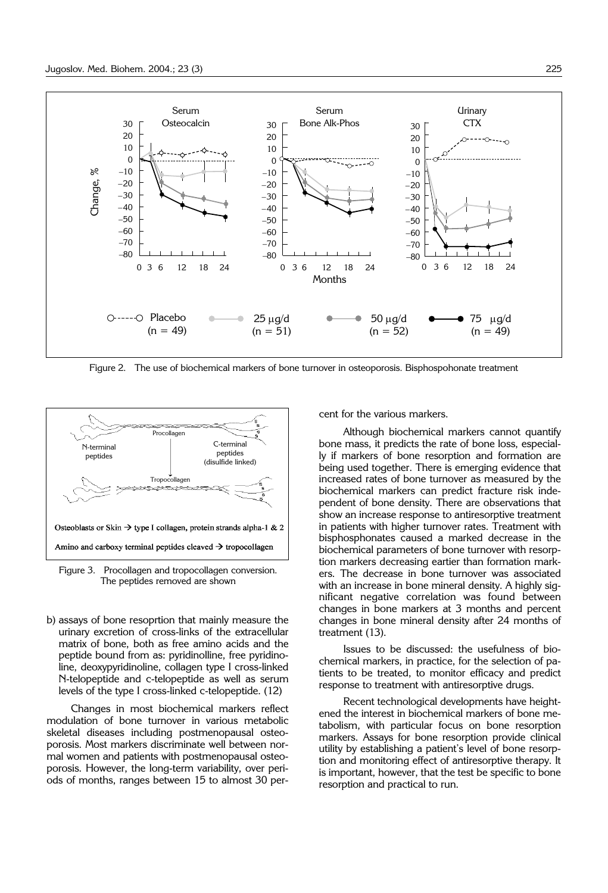Figure 2. The use of biochemical markers of bone turnover in osteoporosis. Bisphospohonate treatment

Figure 3. Procollagen and tropocollagen conversion. The peptides removed are shown

b) assays of bone resoprtion that mainly measure the urinary excretion of cross-links of the extracellular matrix of bone, both as free amino acids and the peptide bound from as: pyridinolline, free pyridinoline, deoxypyridinoline, collagen type I cross-linked N-telopeptide and c-telopeptide as well as serum levels of the type I cross-linked c-telopeptide. (12)

Changes in most biochemical markers reflect modulation of bone turnover in various metabolic skeletal diseases including postmenopausal osteoporosis. Most markers discriminate well between normal women and patients with postmenopausal osteoporosis. However, the long-term variability, over periods of months, ranges between 15 to almost 30 percent for the various markers.

Although biochemical markers cannot quantify bone mass, it predicts the rate of bone loss, especially if markers of bone resorption and formation are being used together. There is emerging evidence that increased rates of bone turnover as measured by the biochemical markers can predict fracture risk independent of bone density. There are observations that show an increase response to antiresorptive treatment in patients with higher turnover rates. Treatment with bisphosphonates caused a marked decrease in the biochemical parameters of bone turnover with resorption markers decreasing eartier than formation markers. The decrease in bone turnover was associated with an increase in bone mineral density. A highly significant negative correlation was found between changes in bone markers at 3 months and percent changes in bone mineral density after 24 months of treatment (13).

Issues to be discussed: the usefulness of biochemical markers, in practice, for the selection of patients to be treated, to monitor efficacy and predict response to treatment with antiresorptive drugs.

Recent technological developments have heightened the interest in biochemical markers of bone metabolism, with particular focus on bone resorption markers. Assays for bone resorption provide clinical utility by establishing a patient's level of bone resorption and monitoring effect of antiresorptive therapy. It is important, however, that the test be specific to bone resorption and practical to run.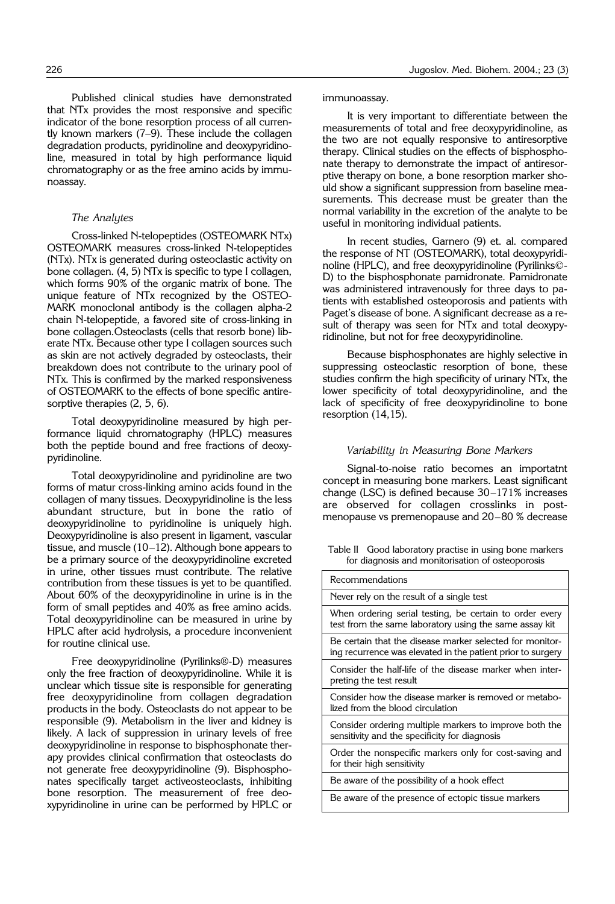Published clinical studies have demonstrated that NTx provides the most responsive and specific indicator of the bone resorption process of all currently known markers (7–9). These include the collagen degradation products, pyridinoline and deoxypyridinoline, measured in total by high performance liquid chromatography or as the free amino acids by immunoassay.

### *The Analytes*

Cross-linked N-telopeptides (OSTEOMARK NTx) OSTEOMARK measures cross-linked N-telopeptides (NTx). NTx is generated during osteoclastic activity on bone collagen. (4, 5) NTx is specific to type I collagen, which forms 90% of the organic matrix of bone. The unique feature of NTx recognized by the OSTEOMARK monoclonal antibody is the collagen alpha-2 chain N-telopeptide, a favored site of cross-linking in bone collagen.Osteoclasts (cells that resorb bone) liberate NTx. Because other type I collagen sources such as skin are not actively degraded by osteoclasts, their breakdown does not contribute to the urinary pool of NTx. This is confirmed by the marked responsiveness of OSTEOMARK to the effects of bone specific antiresorptive therapies (2, 5, 6).

Total deoxypyridinoline measured by high performance liquid chromatography (HPLC) measures both the peptide bound and free fractions of deoxypyridinoline.

Total deoxypyridinoline and pyridinoline are two forms of matur cross-linking amino acids found in the collagen of many tissues. Deoxypyridinoline is the less abundant structure, but in bone the ratio of deoxypyridinoline to pyridinoline is uniquely high. Deoxypyridinoline is also present in ligament, vascular tissue, and muscle (10–12). Although bone appears to be a primary source of the deoxypyridinoline excreted in urine, other tissues must contribute. The relative contribution from these tissues is yet to be quantified. About 60% of the deoxypyridinoline in urine is in the form of small peptides and 40% as free amino acids. Total deoxypyridinoline can be measured in urine by HPLC after acid hydrolysis, a procedure inconvenient for routine clinical use.

Free deoxypyridinoline (Pyrilinks®-D) measures only the free fraction of deoxypyridinoline. While it is unclear which tissue site is responsible for generating free deoxypyridinoline from collagen degradation products in the body. Osteoclasts do not appear to be responsible (9). Metabolism in the liver and kidney is likely. A lack of suppression in urinary levels of free deoxypyridinoline in response to bisphosphonate therapy provides clinical confirmation that osteoclasts do not generate free deoxypyridinoline (9). Bisphosphonates specifically target activeosteoclasts, inhibiting bone resorption. The measurement of free deoxypyridinoline in urine can be performed by HPLC or immunoassay.

It is very important to differentiate between the measurements of total and free deoxypyridinoline, as the two are not equally responsive to antiresorptive therapy. Clinical studies on the effects of bisphosphonate therapy to demonstrate the impact of antiresorptive therapy on bone, a bone resorption marker should show a significant suppression from baseline measurements. This decrease must be greater than the normal variability in the excretion of the analyte to be useful in monitoring individual patients.

In recent studies, Garnero (9) et. al. compared the response of NT (OSTEOMARK), total deoxypyridinoline (HPLC), and free deoxypyridinoline (Pyrilinks©-D) to the bisphosphonate pamidronate. Pamidronate was administered intravenously for three days to patients with established osteoporosis and patients with Paget's disease of bone. A significant decrease as a result of therapy was seen for NTx and total deoxypyridinoline, but not for free deoxypyridinoline.

Because bisphosphonates are highly selective in suppressing osteoclastic resorption of bone, these studies confirm the high specificity of urinary NTx, the lower specificity of total deoxypyridinoline, and the lack of specificity of free deoxypyridinoline to bone resorption (14,15).

### *Variability in Measuring Bone Markers*

Signal-to-noise ratio becomes an importatnt concept in measuring bone markers. Least significant change (LSC) is defined because 30–171% increases are observed for collagen crosslinks in postmenopause vs premenopause and 20–80 % decrease

Table II Good laboratory practise in using bone markers for diagnosis and monitorisation of osteoporosis

| Recommendations |
|---|
| Never rely on the result of a single test |
| When ordering serial testing, be certain to order every test from the same laboratory using the same assay kit |
| Be certain that the disease marker selected for monitoring recurrence was elevated in the patient prior to surgery |
| Consider the half-life of the disease marker when interpreting the test result |
| Consider how the disease marker is removed or metabolized from the blood circulation |
| Consider ordering multiple markers to improve both the sensitivity and the specificity for diagnosis |
| Order the nonspecific markers only for cost-saving and for their high sensitivity |
| Be aware of the possibility of a hook effect |
| Be aware of the presence of ectopic tissue markers |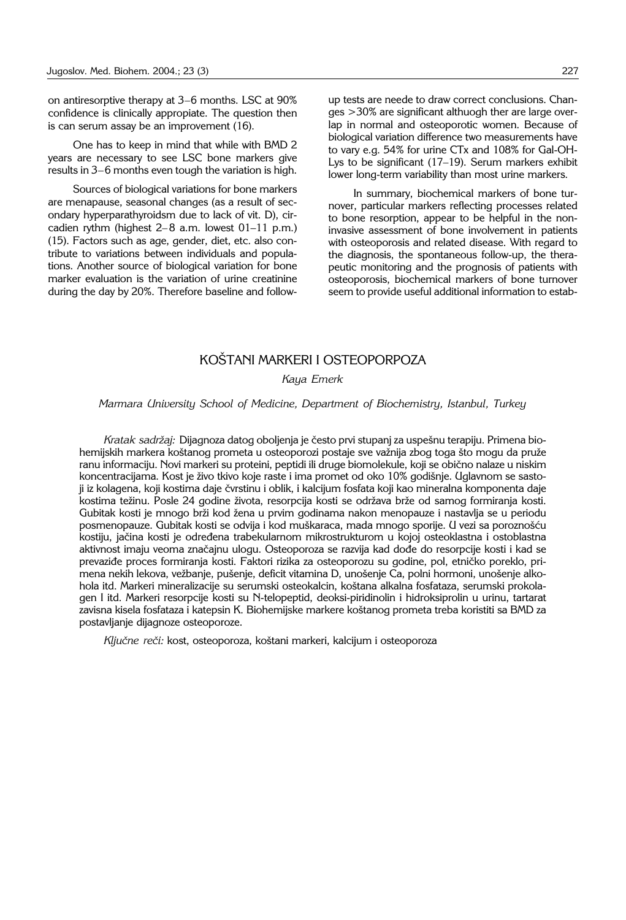on antiresorptive therapy at 3–6 months. LSC at 90% confidence is clinically appropiate. The question then is can serum assay be an improvement (16).

One has to keep in mind that while with BMD 2 years are necessary to see LSC bone markers give results in 3–6 months even tough the variation is high.

Sources of biological variations for bone markers are menapause, seasonal changes (as a result of secondary hyperparathyroidsm due to lack of vit. D), circadien rythm (highest 2–8 a.m. lowest 01–11 p.m.) (15). Factors such as age, gender, diet, etc. also contribute to variations between individuals and populations. Another source of biological variation for bone marker evaluation is the variation of urine creatinine during the day by 20%. Therefore baseline and follow-up tests are neede to draw correct conclusions. Changes >30% are significant althuogh ther are large overlap in normal and osteoporotic women. Because of biological variation difference two measurements have to vary e.g. 54% for urine CTx and 108% for Gal-OH-Lys to be significant (17–19). Serum markers exhibit lower long-term variability than most urine markers.

In summary, biochemical markers of bone turnover, particular markers reflecting processes related to bone resorption, appear to be helpful in the noninvasive assessment of bone involvement in patients with osteoporosis and related disease. With regard to the diagnosis, the spontaneous follow-up, the therapeutic monitoring and the prognosis of patients with osteoporosis, biochemical markers of bone turnover seem to provide useful additional information to estab-

## KOŠTANI MARKERI I OSTEOPORPOZA

*Kaya Emerk*

*Marmara University School of Medicine, Department of Biochemistry, Istanbul, Turkey*

*Kratak sadržaj:* Dijagnoza datog oboljenja je često prvi stupanj za uspešnu terapiju. Primena biohemijskih markera koštanog prometa u osteoporozi postaje sve važnija zbog toga što mogu da pruže ranu informaciju. Novi markeri su proteini, peptidi ili druge biomolekule, koji se obično nalaze u niskim koncentracijama. Kost je živo tkivo koje raste i ima promet od oko 10% godišnje. Uglavnom se sastoji iz kolagena, koji kostima daje čvrstinu i oblik, i kalcijum fosfata koji kao mineralna komponenta daje kostima težinu. Posle 24 godine života, resorpcija kosti se održava brže od samog formiranja kosti. Gubitak kosti je mnogo brži kod žena u prvim godinama nakon menopauze i nastavlja se u periodu posmenopauze. Gubitak kosti se odvija i kod muškaraca, mada mnogo sporije. U vezi sa poroznošću kostiju, jačina kosti je određena trabekularnom mikrostrukturom u kojoj osteoklastna i ostoblastna aktivnost imaju veoma značajnu ulogu. Osteoporoza se razvija kad dođe do resorpcije kosti i kad se prevaziđe proces formiranja kosti. Faktori rizika za osteoporozu su godine, pol, etničko poreklo, primena nekih lekova, vežbanje, pušenje, deficit vitamina D, unošenje Ca, polni hormoni, unošenje alkohola itd. Markeri mineralizacije su serumski osteokalcin, koštana alkalna fosfataza, serumski prokolagen I itd. Markeri resorpcije kosti su N-telopeptid, deoksi-piridinolin i hidroksiprolin u urinu, tartarat zavisna kisela fosfataza i katepsin K. Biohemijske markere koštanog prometa treba koristiti sa BMD za postavljanje dijagnoze osteoporoze.

*Ključne reči:* kost, osteoporoza, koštani markeri, kalcijum i osteoporoza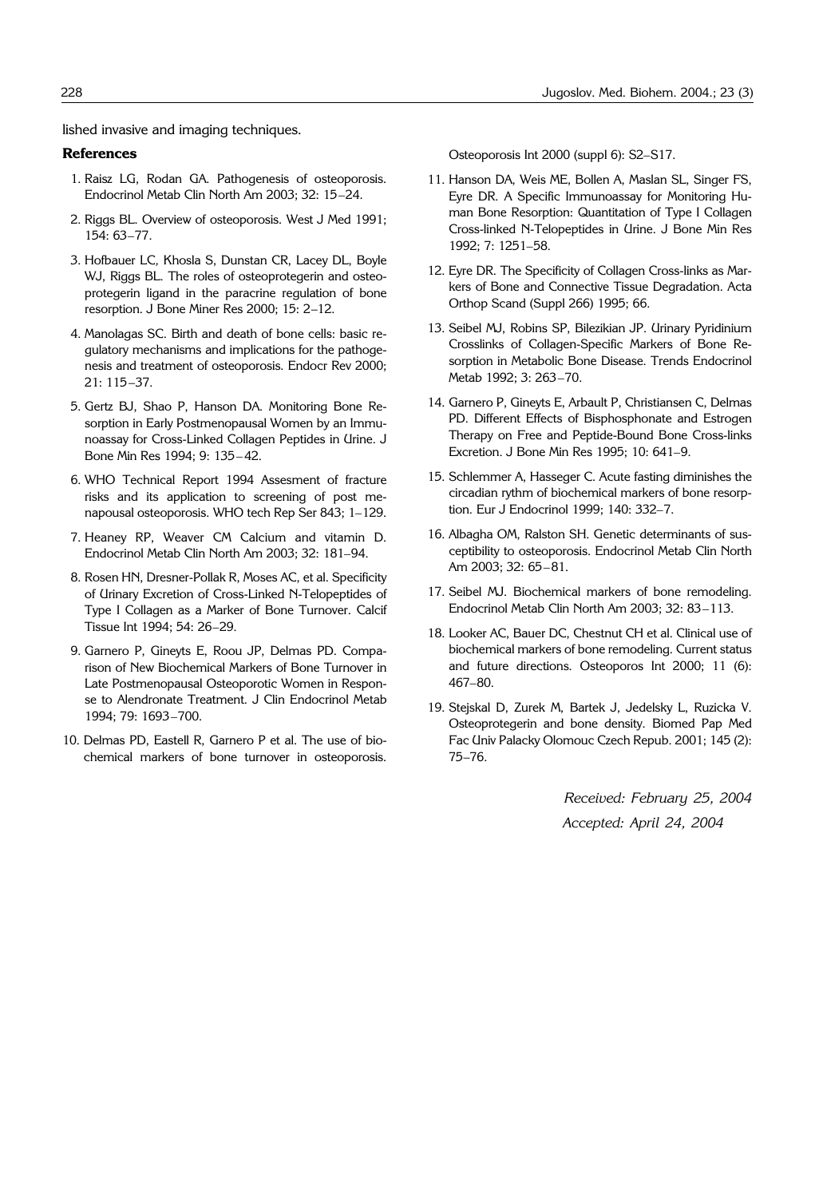lished invasive and imaging techniques.

### References

1. Raisz LG, Rodan GA. Pathogenesis of osteoporosis. Endocrinol Metab Clin North Am 2003; 32: 15–24.
2. Riggs BL. Overview of osteoporosis. West J Med 1991; 154: 63–77.
3. Hofbauer LC, Khosla S, Dunstan CR, Lacey DL, Boyle WJ, Riggs BL. The roles of osteoprotegerin and osteoprotegerin ligand in the paracrine regulation of bone resorption. J Bone Miner Res 2000; 15: 2–12.
4. Manolagas SC. Birth and death of bone cells: basic regulatory mechanisms and implications for the pathogenesis and treatment of osteoporosis. Endocr Rev 2000; 21: 115–37.
5. Gertz BJ, Shao P, Hanson DA. Monitoring Bone Resorption in Early Postmenopausal Women by an Immunoassay for Cross-Linked Collagen Peptides in Urine. J Bone Min Res 1994; 9: 135–42.
6. WHO Technical Report 1994 Assesment of fracture risks and its application to screening of post menapousal osteoporosis. WHO tech Rep Ser 843; 1–129.
7. Heaney RP, Weaver CM Calcium and vitamin D. Endocrinol Metab Clin North Am 2003; 32: 181–94.
8. Rosen HN, Dresner-Pollak R, Moses AC, et al. Specificity of Urinary Excretion of Cross-Linked N-Telopeptides of Type I Collagen as a Marker of Bone Turnover. Calcif Tissue Int 1994; 54: 26–29.
9. Garnero P, Gineyts E, Roou JP, Delmas PD. Comparison of New Biochemical Markers of Bone Turnover in Late Postmenopausal Osteoporotic Women in Response to Alendronate Treatment. J Clin Endocrinol Metab 1994; 79: 1693–700.
10. Delmas PD, Eastell R, Garnero P et al. The use of biochemical markers of bone turnover in osteoporosis. Osteoporosis Int 2000 (suppl 6): S2–S17.
11. Hanson DA, Weis ME, Bollen A, Maslan SL, Singer FS, Eyre DR. A Specific Immunoassay for Monitoring Human Bone Resorption: Quantitation of Type I Collagen Cross-linked N-Telopeptides in Urine. J Bone Min Res 1992; 7: 1251–58.
12. Eyre DR. The Specificity of Collagen Cross-links as Markers of Bone and Connective Tissue Degradation. Acta Orthop Scand (Suppl 266) 1995; 66.
13. Seibel MJ, Robins SP, Bilezikian JP. Urinary Pyridinium Crosslinks of Collagen-Specific Markers of Bone Resorption in Metabolic Bone Disease. Trends Endocrinol Metab 1992; 3: 263–70.
14. Garnero P, Gineyts E, Arbault P, Christiansen C, Delmas PD. Different Effects of Bisphosphonate and Estrogen Therapy on Free and Peptide-Bound Bone Cross-links Excretion. J Bone Min Res 1995; 10: 641–9.
15. Schlemmer A, Hasseger C. Acute fasting diminishes the circadian rythm of biochemical markers of bone resorption. Eur J Endocrinol 1999; 140: 332–7.
16. Albagha OM, Ralston SH. Genetic determinants of susceptibility to osteoporosis. Endocrinol Metab Clin North Am 2003; 32: 65–81.
17. Seibel MJ. Biochemical markers of bone remodeling. Endocrinol Metab Clin North Am 2003; 32: 83–113.
18. Looker AC, Bauer DC, Chestnut CH et al. Clinical use of biochemical markers of bone remodeling. Current status and future directions. Osteoporos Int 2000; 11 (6): 467–80.
19. Stejskal D, Zurek M, Bartek J, Jedelsky L, Ruzicka V. Osteoprotegerin and bone density. Biomed Pap Med Fac Univ Palacky Olomouc Czech Repub. 2001; 145 (2): 75–76.

*Received: February 25, 2004*

*Accepted: April 24, 2004*